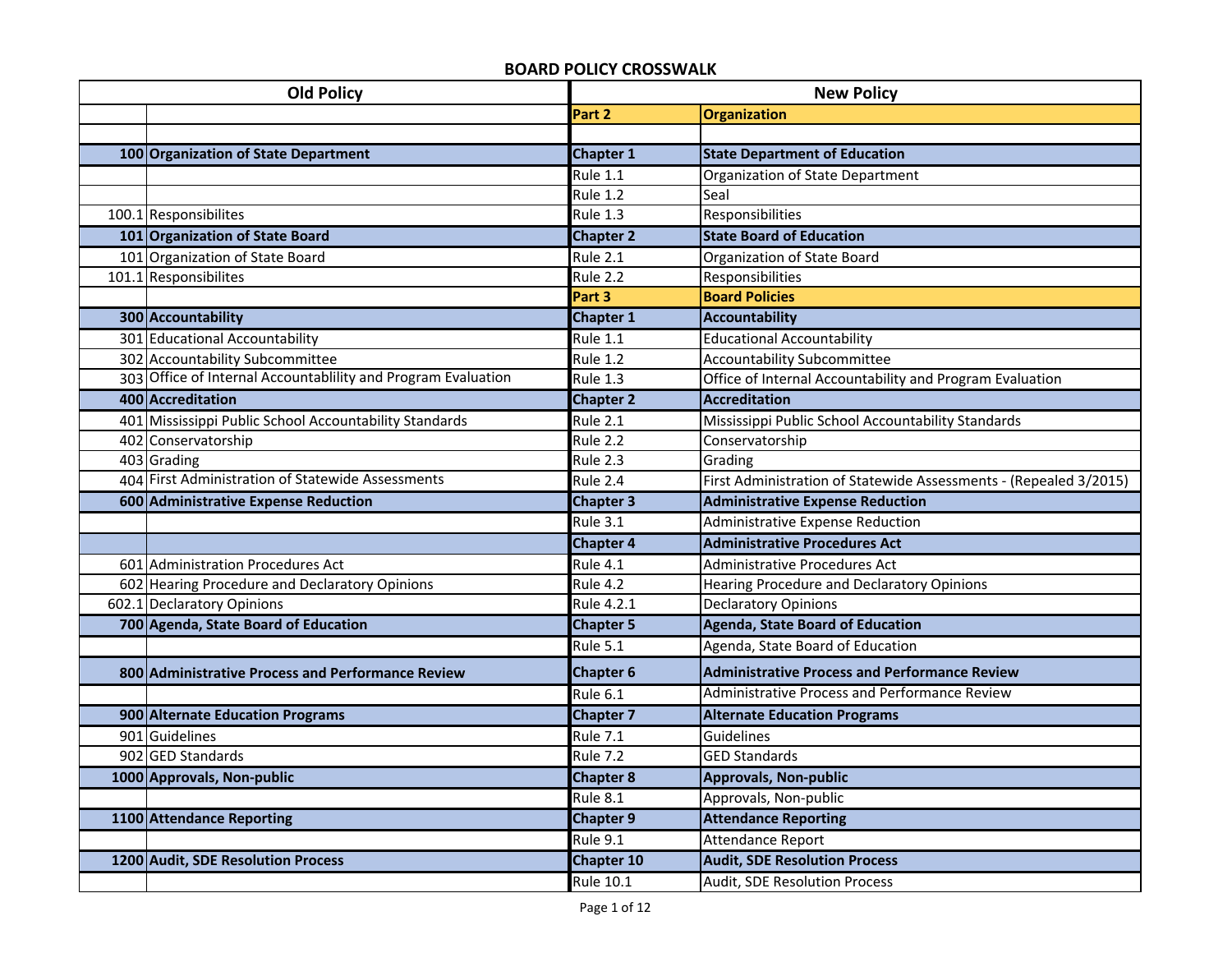# BOARD POLICY CROSSWALK

| Old Policy | | New Policy | |
|---|---|---|---|
| | | **Part 2** | **Organization** |
| | | | |
| **100** | **Organization of State Department** | **Chapter 1** | **State Department of Education** |
| | | Rule 1.1 | Organization of State Department |
| | | Rule 1.2 | Seal |
| 100.1 | Responsibilites | Rule 1.3 | Responsibilities |
| **101** | **Organization of State Board** | **Chapter 2** | **State Board of Education** |
| 101 | Organization of State Board | Rule 2.1 | Organization of State Board |
| 101.1 | Responsibilites | Rule 2.2 | Responsibilities |
| | | **Part 3** | **Board Policies** |
| **300** | **Accountability** | **Chapter 1** | **Accountability** |
| 301 | Educational Accountability | Rule 1.1 | Educational Accountability |
| 302 | Accountability Subcommittee | Rule 1.2 | Accountability Subcommittee |
| 303 | Office of Internal Accountablility and Program Evaluation | Rule 1.3 | Office of Internal Accountability and Program Evaluation |
| **400** | **Accreditation** | **Chapter 2** | **Accreditation** |
| 401 | Mississippi Public School Accountability Standards | Rule 2.1 | Mississippi Public School Accountability Standards |
| 402 | Conservatorship | Rule 2.2 | Conservatorship |
| 403 | Grading | Rule 2.3 | Grading |
| 404 | First Administration of Statewide Assessments | Rule 2.4 | First Administration of Statewide Assessments - (Repealed 3/2015) |
| **600** | **Administrative Expense Reduction** | **Chapter 3** | **Administrative Expense Reduction** |
| | | Rule 3.1 | Administrative Expense Reduction |
| | | **Chapter 4** | **Administrative Procedures Act** |
| 601 | Administration Procedures Act | Rule 4.1 | Administrative Procedures Act |
| 602 | Hearing Procedure and Declaratory Opinions | Rule 4.2 | Hearing Procedure and Declaratory Opinions |
| 602.1 | Declaratory Opinions | Rule 4.2.1 | Declaratory Opinions |
| **700** | **Agenda, State Board of Education** | **Chapter 5** | **Agenda, State Board of Education** |
| | | Rule 5.1 | Agenda, State Board of Education |
| **800** | **Administrative Process and Performance Review** | **Chapter 6** | **Administrative Process and Performance Review** |
| | | Rule 6.1 | Administrative Process and Performance Review |
| **900** | **Alternate Education Programs** | **Chapter 7** | **Alternate Education Programs** |
| 901 | Guidelines | Rule 7.1 | Guidelines |
| 902 | GED Standards | Rule 7.2 | GED Standards |
| **1000** | **Approvals, Non-public** | **Chapter 8** | **Approvals, Non-public** |
| | | Rule 8.1 | Approvals, Non-public |
| **1100** | **Attendance Reporting** | **Chapter 9** | **Attendance Reporting** |
| | | Rule 9.1 | Attendance Report |
| **1200** | **Audit, SDE Resolution Process** | **Chapter 10** | **Audit, SDE Resolution Process** |
| | | Rule 10.1 | Audit, SDE Resolution Process |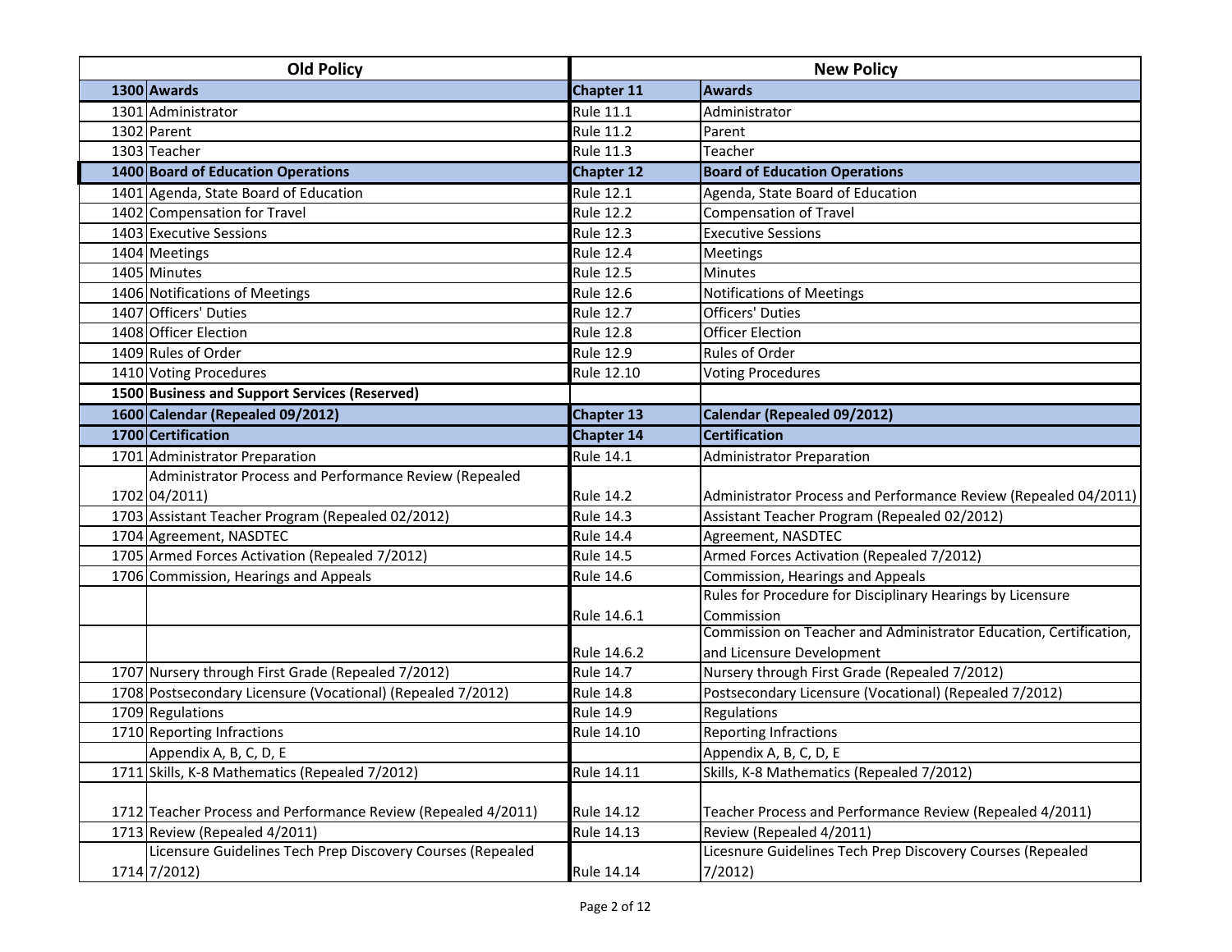| Old Policy | | New Policy | |
|---|---|---|---|
| **1300** | **Awards** | **Chapter 11** | **Awards** |
| 1301 | Administrator | Rule 11.1 | Administrator |
| 1302 | Parent | Rule 11.2 | Parent |
| 1303 | Teacher | Rule 11.3 | Teacher |
| **1400** | **Board of Education Operations** | **Chapter 12** | **Board of Education Operations** |
| 1401 | Agenda, State Board of Education | Rule 12.1 | Agenda, State Board of Education |
| 1402 | Compensation for Travel | Rule 12.2 | Compensation of Travel |
| 1403 | Executive Sessions | Rule 12.3 | Executive Sessions |
| 1404 | Meetings | Rule 12.4 | Meetings |
| 1405 | Minutes | Rule 12.5 | Minutes |
| 1406 | Notifications of Meetings | Rule 12.6 | Notifications of Meetings |
| 1407 | Officers' Duties | Rule 12.7 | Officers' Duties |
| 1408 | Officer Election | Rule 12.8 | Officer Election |
| 1409 | Rules of Order | Rule 12.9 | Rules of Order |
| 1410 | Voting Procedures | Rule 12.10 | Voting Procedures |
| **1500** | **Business and Support Services (Reserved)** | | |
| **1600** | **Calendar (Repealed 09/2012)** | **Chapter 13** | **Calendar (Repealed 09/2012)** |
| **1700** | **Certification** | **Chapter 14** | **Certification** |
| 1701 | Administrator Preparation | Rule 14.1 | Administrator Preparation |
| 1702 | Administrator Process and Performance Review (Repealed 04/2011) | Rule 14.2 | Administrator Process and Performance Review (Repealed 04/2011) |
| 1703 | Assistant Teacher Program (Repealed 02/2012) | Rule 14.3 | Assistant Teacher Program (Repealed 02/2012) |
| 1704 | Agreement, NASDTEC | Rule 14.4 | Agreement, NASDTEC |
| 1705 | Armed Forces Activation (Repealed 7/2012) | Rule 14.5 | Armed Forces Activation (Repealed 7/2012) |
| 1706 | Commission, Hearings and Appeals | Rule 14.6 | Commission, Hearings and Appeals |
| | | Rule 14.6.1 | Rules for Procedure for Disciplinary Hearings by Licensure Commission |
| | | Rule 14.6.2 | Commission on Teacher and Administrator Education, Certification, and Licensure Development |
| 1707 | Nursery through First Grade (Repealed 7/2012) | Rule 14.7 | Nursery through First Grade (Repealed 7/2012) |
| 1708 | Postsecondary Licensure (Vocational) (Repealed 7/2012) | Rule 14.8 | Postsecondary Licensure (Vocational) (Repealed 7/2012) |
| 1709 | Regulations | Rule 14.9 | Regulations |
| 1710 | Reporting Infractions | Rule 14.10 | Reporting Infractions |
| | Appendix A, B, C, D, E | | Appendix A, B, C, D, E |
| 1711 | Skills, K-8 Mathematics (Repealed 7/2012) | Rule 14.11 | Skills, K-8 Mathematics (Repealed 7/2012) |
| 1712 | Teacher Process and Performance Review (Repealed 4/2011) | Rule 14.12 | Teacher Process and Performance Review (Repealed 4/2011) |
| 1713 | Review (Repealed 4/2011) | Rule 14.13 | Review (Repealed 4/2011) |
| 1714 | Licensure Guidelines Tech Prep Discovery Courses (Repealed 7/2012) | Rule 14.14 | Licesnure Guidelines Tech Prep Discovery Courses (Repealed 7/2012) |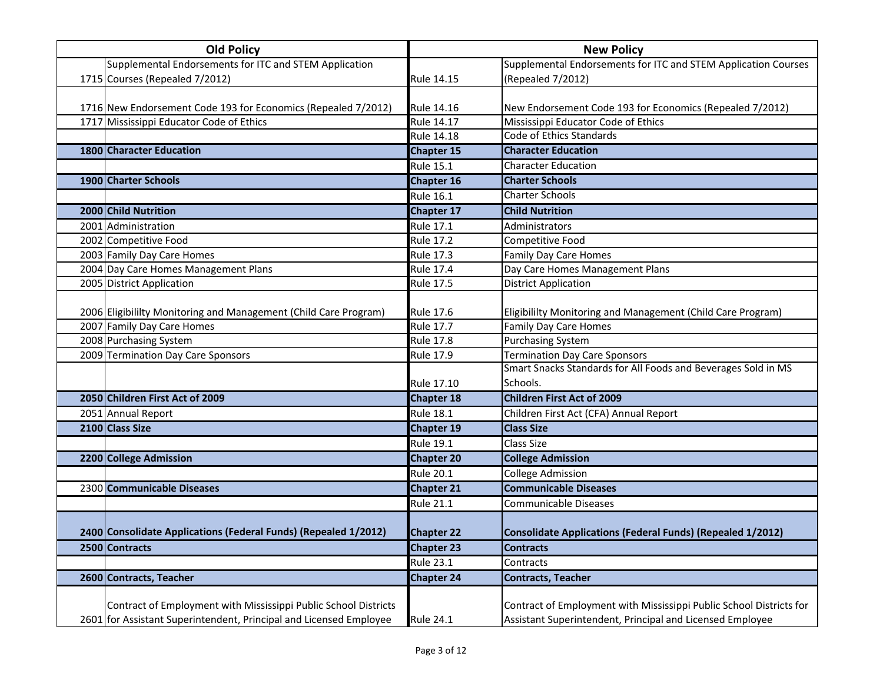| Old Policy | | New Policy | |
|---|---|---|---|
| 1715 | Supplemental Endorsements for ITC and STEM Application Courses (Repealed 7/2012) | Rule 14.15 | Supplemental Endorsements for ITC and STEM Application Courses (Repealed 7/2012) |
| 1716 | New Endorsement Code 193 for Economics (Repealed 7/2012) | Rule 14.16 | New Endorsement Code 193 for Economics (Repealed 7/2012) |
| 1717 | Mississippi Educator Code of Ethics | Rule 14.17 | Mississippi Educator Code of Ethics |
| | | Rule 14.18 | Code of Ethics Standards |
| **1800** | **Character Education** | **Chapter 15** | **Character Education** |
| | | Rule 15.1 | Character Education |
| **1900** | **Charter Schools** | **Chapter 16** | **Charter Schools** |
| | | Rule 16.1 | Charter Schools |
| **2000** | **Child Nutrition** | **Chapter 17** | **Child Nutrition** |
| 2001 | Administration | Rule 17.1 | Administrators |
| 2002 | Competitive Food | Rule 17.2 | Competitive Food |
| 2003 | Family Day Care Homes | Rule 17.3 | Family Day Care Homes |
| 2004 | Day Care Homes Management Plans | Rule 17.4 | Day Care Homes Management Plans |
| 2005 | District Application | Rule 17.5 | District Application |
| 2006 | Eligibililty Monitoring and Management (Child Care Program) | Rule 17.6 | Eligibililty Monitoring and Management (Child Care Program) |
| 2007 | Family Day Care Homes | Rule 17.7 | Family Day Care Homes |
| 2008 | Purchasing System | Rule 17.8 | Purchasing System |
| 2009 | Termination Day Care Sponsors | Rule 17.9 | Termination Day Care Sponsors |
| | | Rule 17.10 | Smart Snacks Standards for All Foods and Beverages Sold in MS Schools. |
| **2050** | **Children First Act of 2009** | **Chapter 18** | **Children First Act of 2009** |
| 2051 | Annual Report | Rule 18.1 | Children First Act (CFA) Annual Report |
| **2100** | **Class Size** | **Chapter 19** | **Class Size** |
| | | Rule 19.1 | Class Size |
| **2200** | **College Admission** | **Chapter 20** | **College Admission** |
| | | Rule 20.1 | College Admission |
| 2300 | **Communicable Diseases** | **Chapter 21** | **Communicable Diseases** |
| | | Rule 21.1 | Communicable Diseases |
| **2400** | **Consolidate Applications (Federal Funds) (Repealed 1/2012)** | **Chapter 22** | **Consolidate Applications (Federal Funds) (Repealed 1/2012)** |
| **2500** | **Contracts** | **Chapter 23** | **Contracts** |
| | | Rule 23.1 | Contracts |
| **2600** | **Contracts, Teacher** | **Chapter 24** | **Contracts, Teacher** |
| 2601 | Contract of Employment with Mississippi Public School Districts for Assistant Superintendent, Principal and Licensed Employee | Rule 24.1 | Contract of Employment with Mississippi Public School Districts for Assistant Superintendent, Principal and Licensed Employee |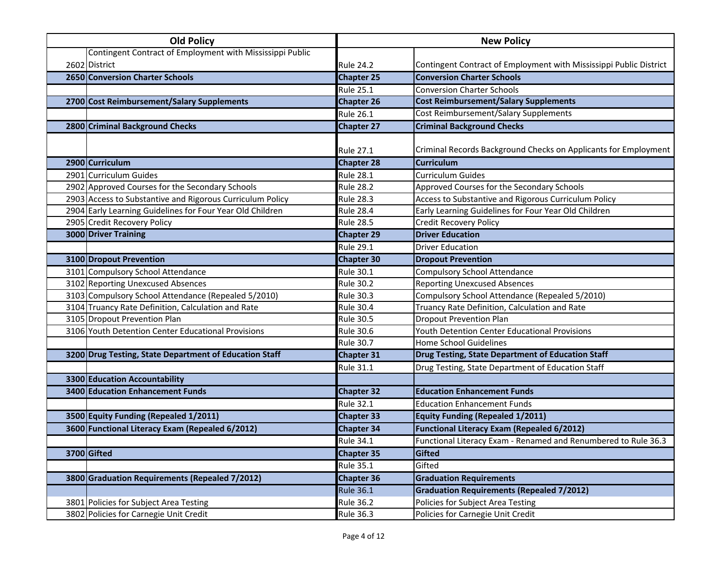| Old Policy | | New Policy | |
|---|---|---|---|
| 2602 | Contingent Contract of Employment with Mississippi Public District | Rule 24.2 | Contingent Contract of Employment with Mississippi Public District |
| **2650** | **Conversion Charter Schools** | **Chapter 25** | **Conversion Charter Schools** |
| | | Rule 25.1 | Conversion Charter Schools |
| **2700** | **Cost Reimbursement/Salary Supplements** | **Chapter 26** | **Cost Reimbursement/Salary Supplements** |
| | | Rule 26.1 | Cost Reimbursement/Salary Supplements |
| **2800** | **Criminal Background Checks** | **Chapter 27** | **Criminal Background Checks** |
| | | Rule 27.1 | Criminal Records Background Checks on Applicants for Employment |
| **2900** | **Curriculum** | **Chapter 28** | **Curriculum** |
| 2901 | Curriculum Guides | Rule 28.1 | Curriculum Guides |
| 2902 | Approved Courses for the Secondary Schools | Rule 28.2 | Approved Courses for the Secondary Schools |
| 2903 | Access to Substantive and Rigorous Curriculum Policy | Rule 28.3 | Access to Substantive and Rigorous Curriculum Policy |
| 2904 | Early Learning Guidelines for Four Year Old Children | Rule 28.4 | Early Learning Guidelines for Four Year Old Children |
| 2905 | Credit Recovery Policy | Rule 28.5 | Credit Recovery Policy |
| **3000** | **Driver Training** | **Chapter 29** | **Driver Education** |
| | | Rule 29.1 | Driver Education |
| **3100** | **Dropout Prevention** | **Chapter 30** | **Dropout Prevention** |
| 3101 | Compulsory School Attendance | Rule 30.1 | Compulsory School Attendance |
| 3102 | Reporting Unexcused Absences | Rule 30.2 | Reporting Unexcused Absences |
| 3103 | Compulsory School Attendance (Repealed 5/2010) | Rule 30.3 | Compulsory School Attendance (Repealed 5/2010) |
| 3104 | Truancy Rate Definition, Calculation and Rate | Rule 30.4 | Truancy Rate Definition, Calculation and Rate |
| 3105 | Dropout Prevention Plan | Rule 30.5 | Dropout Prevention Plan |
| 3106 | Youth Detention Center Educational Provisions | Rule 30.6 | Youth Detention Center Educational Provisions |
| | | Rule 30.7 | Home School Guidelines |
| **3200** | **Drug Testing, State Department of Education Staff** | **Chapter 31** | **Drug Testing, State Department of Education Staff** |
| | | Rule 31.1 | Drug Testing, State Department of Education Staff |
| **3300** | **Education Accountability** | | |
| **3400** | **Education Enhancement Funds** | **Chapter 32** | **Education Enhancement Funds** |
| | | Rule 32.1 | Education Enhancement Funds |
| **3500** | **Equity Funding (Repealed 1/2011)** | **Chapter 33** | **Equity Funding (Repealed 1/2011)** |
| **3600** | **Functional Literacy Exam (Repealed 6/2012)** | **Chapter 34** | **Functional Literacy Exam (Repealed 6/2012)** |
| | | Rule 34.1 | Functional Literacy Exam - Renamed and Renumbered to Rule 36.3 |
| **3700** | **Gifted** | **Chapter 35** | **Gifted** |
| | | Rule 35.1 | Gifted |
| **3800** | **Graduation Requirements (Repealed 7/2012)** | **Chapter 36** | **Graduation Requirements** |
| | | Rule 36.1 | **Graduation Requirements (Repealed 7/2012)** |
| 3801 | Policies for Subject Area Testing | Rule 36.2 | Policies for Subject Area Testing |
| 3802 | Policies for Carnegie Unit Credit | Rule 36.3 | Policies for Carnegie Unit Credit |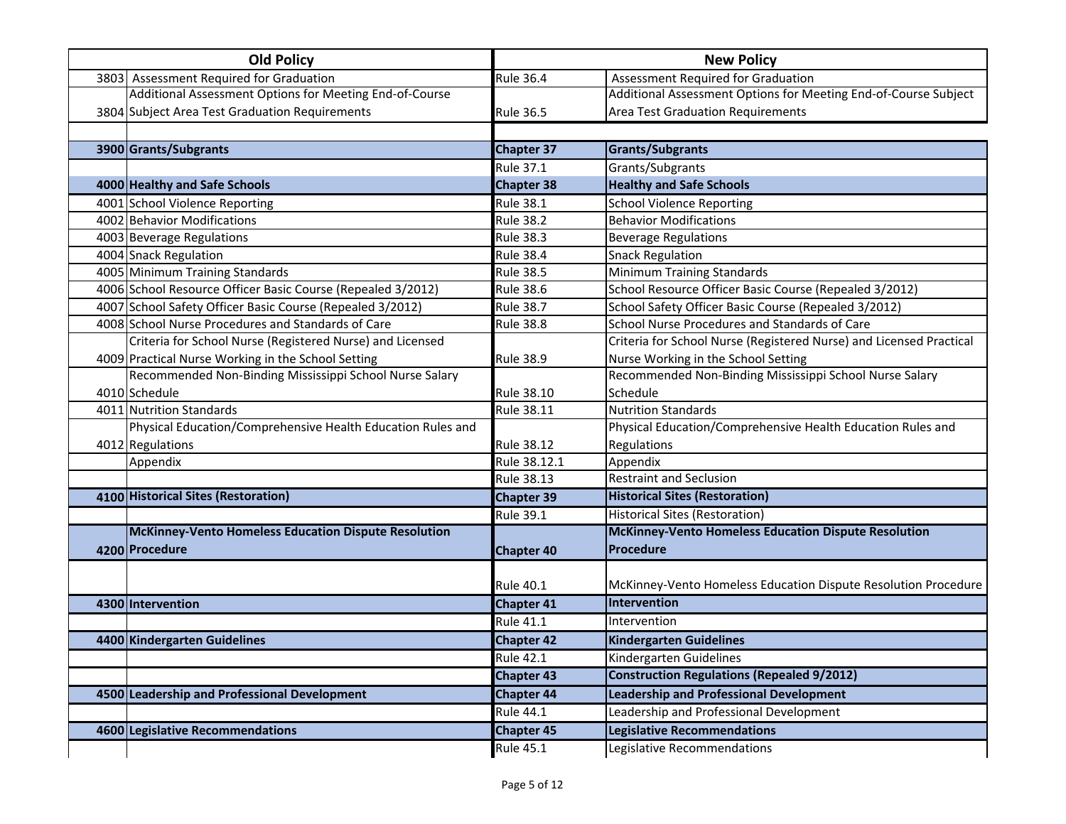| Old Policy | | New Policy | |
|---|---|---|---|
| 3803 | Assessment Required for Graduation | Rule 36.4 | Assessment Required for Graduation |
| 3804 | Additional Assessment Options for Meeting End-of-Course Subject Area Test Graduation Requirements | Rule 36.5 | Additional Assessment Options for Meeting End-of-Course Subject Area Test Graduation Requirements |
| | | | |
| **3900** | **Grants/Subgrants** | **Chapter 37** | **Grants/Subgrants** |
| | | Rule 37.1 | Grants/Subgrants |
| **4000** | **Healthy and Safe Schools** | **Chapter 38** | **Healthy and Safe Schools** |
| 4001 | School Violence Reporting | Rule 38.1 | School Violence Reporting |
| 4002 | Behavior Modifications | Rule 38.2 | Behavior Modifications |
| 4003 | Beverage Regulations | Rule 38.3 | Beverage Regulations |
| 4004 | Snack Regulation | Rule 38.4 | Snack Regulation |
| 4005 | Minimum Training Standards | Rule 38.5 | Minimum Training Standards |
| 4006 | School Resource Officer Basic Course (Repealed 3/2012) | Rule 38.6 | School Resource Officer Basic Course (Repealed 3/2012) |
| 4007 | School Safety Officer Basic Course (Repealed 3/2012) | Rule 38.7 | School Safety Officer Basic Course (Repealed 3/2012) |
| 4008 | School Nurse Procedures and Standards of Care | Rule 38.8 | School Nurse Procedures and Standards of Care |
| 4009 | Criteria for School Nurse (Registered Nurse) and Licensed Practical Nurse Working in the School Setting | Rule 38.9 | Criteria for School Nurse (Registered Nurse) and Licensed Practical Nurse Working in the School Setting |
| 4010 | Recommended Non-Binding Mississippi School Nurse Salary Schedule | Rule 38.10 | Recommended Non-Binding Mississippi School Nurse Salary Schedule |
| 4011 | Nutrition Standards | Rule 38.11 | Nutrition Standards |
| 4012 | Physical Education/Comprehensive Health Education Rules and Regulations | Rule 38.12 | Physical Education/Comprehensive Health Education Rules and Regulations |
| | Appendix | Rule 38.12.1 | Appendix |
| | | Rule 38.13 | Restraint and Seclusion |
| **4100** | **Historical Sites (Restoration)** | **Chapter 39** | **Historical Sites (Restoration)** |
| | | Rule 39.1 | Historical Sites (Restoration) |
| **4200** | **McKinney-Vento Homeless Education Dispute Resolution Procedure** | **Chapter 40** | **McKinney-Vento Homeless Education Dispute Resolution Procedure** |
| | | Rule 40.1 | McKinney-Vento Homeless Education Dispute Resolution Procedure |
| **4300** | **Intervention** | **Chapter 41** | **Intervention** |
| | | Rule 41.1 | Intervention |
| **4400** | **Kindergarten Guidelines** | **Chapter 42** | **Kindergarten Guidelines** |
| | | Rule 42.1 | Kindergarten Guidelines |
| | | **Chapter 43** | **Construction Regulations (Repealed 9/2012)** |
| **4500** | **Leadership and Professional Development** | **Chapter 44** | **Leadership and Professional Development** |
| | | Rule 44.1 | Leadership and Professional Development |
| **4600** | **Legislative Recommendations** | **Chapter 45** | **Legislative Recommendations** |
| | | Rule 45.1 | Legislative Recommendations |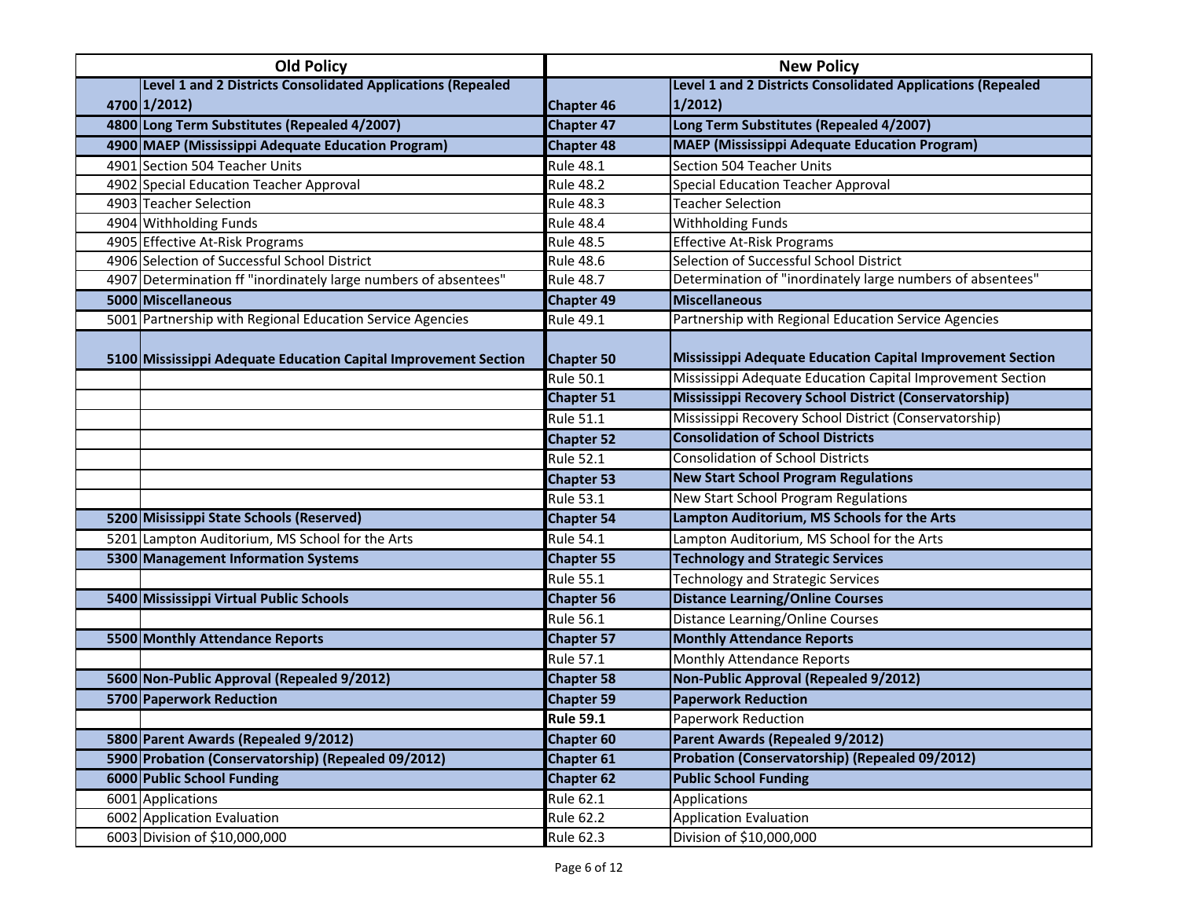| Old Policy | | New Policy | |
|---|---|---|---|
| 4700 | **Level 1 and 2 Districts Consolidated Applications (Repealed 1/2012)** | **Chapter 46** | **Level 1 and 2 Districts Consolidated Applications (Repealed 1/2012)** |
| 4800 | **Long Term Substitutes (Repealed 4/2007)** | **Chapter 47** | **Long Term Substitutes (Repealed 4/2007)** |
| 4900 | **MAEP (Mississippi Adequate Education Program)** | **Chapter 48** | **MAEP (Mississippi Adequate Education Program)** |
| 4901 | Section 504 Teacher Units | Rule 48.1 | Section 504 Teacher Units |
| 4902 | Special Education Teacher Approval | Rule 48.2 | Special Education Teacher Approval |
| 4903 | Teacher Selection | Rule 48.3 | Teacher Selection |
| 4904 | Withholding Funds | Rule 48.4 | Withholding Funds |
| 4905 | Effective At-Risk Programs | Rule 48.5 | Effective At-Risk Programs |
| 4906 | Selection of Successful School District | Rule 48.6 | Selection of Successful School District |
| 4907 | Determination ff "inordinately large numbers of absentees" | Rule 48.7 | Determination of "inordinately large numbers of absentees" |
| 5000 | **Miscellaneous** | **Chapter 49** | **Miscellaneous** |
| 5001 | Partnership with Regional Education Service Agencies | Rule 49.1 | Partnership with Regional Education Service Agencies |
| 5100 | **Mississippi Adequate Education Capital Improvement Section** | **Chapter 50** | **Mississippi Adequate Education Capital Improvement Section** |
| | | Rule 50.1 | Mississippi Adequate Education Capital Improvement Section |
| | | **Chapter 51** | **Mississippi Recovery School District (Conservatorship)** |
| | | Rule 51.1 | Mississippi Recovery School District (Conservatorship) |
| | | **Chapter 52** | **Consolidation of School Districts** |
| | | Rule 52.1 | Consolidation of School Districts |
| | | **Chapter 53** | **New Start School Program Regulations** |
| | | Rule 53.1 | New Start School Program Regulations |
| 5200 | **Mississippi State Schools (Reserved)** | **Chapter 54** | **Lampton Auditorium, MS Schools for the Arts** |
| 5201 | Lampton Auditorium, MS School for the Arts | Rule 54.1 | Lampton Auditorium, MS School for the Arts |
| 5300 | **Management Information Systems** | **Chapter 55** | **Technology and Strategic Services** |
| | | Rule 55.1 | Technology and Strategic Services |
| 5400 | **Mississippi Virtual Public Schools** | **Chapter 56** | **Distance Learning/Online Courses** |
| | | Rule 56.1 | Distance Learning/Online Courses |
| 5500 | **Monthly Attendance Reports** | **Chapter 57** | **Monthly Attendance Reports** |
| | | Rule 57.1 | Monthly Attendance Reports |
| 5600 | **Non-Public Approval (Repealed 9/2012)** | **Chapter 58** | **Non-Public Approval (Repealed 9/2012)** |
| 5700 | **Paperwork Reduction** | **Chapter 59** | **Paperwork Reduction** |
| | | **Rule 59.1** | Paperwork Reduction |
| 5800 | **Parent Awards (Repealed 9/2012)** | **Chapter 60** | **Parent Awards (Repealed 9/2012)** |
| 5900 | **Probation (Conservatorship) (Repealed 09/2012)** | **Chapter 61** | **Probation (Conservatorship) (Repealed 09/2012)** |
| 6000 | **Public School Funding** | **Chapter 62** | **Public School Funding** |
| 6001 | Applications | Rule 62.1 | Applications |
| 6002 | Application Evaluation | Rule 62.2 | Application Evaluation |
| 6003 | Division of $10,000,000 | Rule 62.3 | Division of $10,000,000 |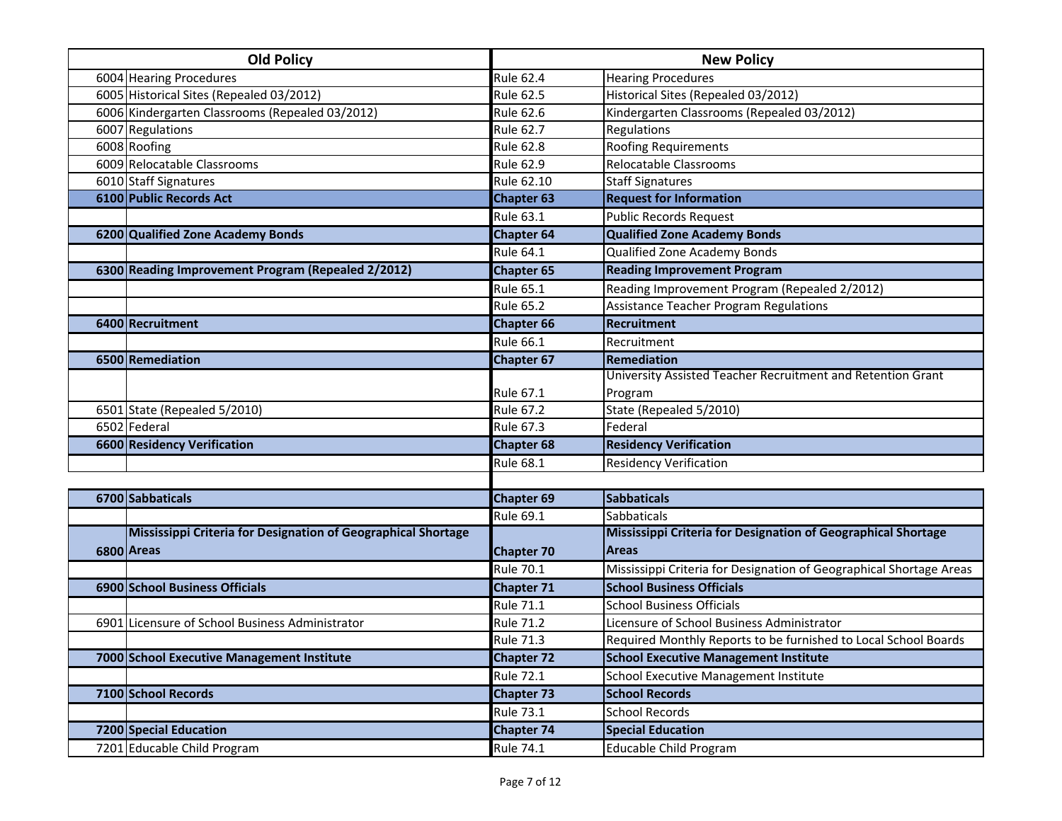| Old Policy | | New Policy | |
|---|---|---|---|
| 6004 | Hearing Procedures | Rule 62.4 | Hearing Procedures |
| 6005 | Historical Sites (Repealed 03/2012) | Rule 62.5 | Historical Sites (Repealed 03/2012) |
| 6006 | Kindergarten Classrooms (Repealed 03/2012) | Rule 62.6 | Kindergarten Classrooms (Repealed 03/2012) |
| 6007 | Regulations | Rule 62.7 | Regulations |
| 6008 | Roofing | Rule 62.8 | Roofing Requirements |
| 6009 | Relocatable Classrooms | Rule 62.9 | Relocatable Classrooms |
| 6010 | Staff Signatures | Rule 62.10 | Staff Signatures |
| **6100** | **Public Records Act** | **Chapter 63** | **Request for Information** |
| | | Rule 63.1 | Public Records Request |
| **6200** | **Qualified Zone Academy Bonds** | **Chapter 64** | **Qualified Zone Academy Bonds** |
| | | Rule 64.1 | Qualified Zone Academy Bonds |
| **6300** | **Reading Improvement Program (Repealed 2/2012)** | **Chapter 65** | **Reading Improvement Program** |
| | | Rule 65.1 | Reading Improvement Program (Repealed 2/2012) |
| | | Rule 65.2 | Assistance Teacher Program Regulations |
| **6400** | **Recruitment** | **Chapter 66** | **Recruitment** |
| | | Rule 66.1 | Recruitment |
| **6500** | **Remediation** | **Chapter 67** | **Remediation** |
| | | Rule 67.1 | University Assisted Teacher Recruitment and Retention Grant Program |
| 6501 | State (Repealed 5/2010) | Rule 67.2 | State (Repealed 5/2010) |
| 6502 | Federal | Rule 67.3 | Federal |
| **6600** | **Residency Verification** | **Chapter 68** | **Residency Verification** |
| | | Rule 68.1 | Residency Verification |
| | | | |
| **6700** | **Sabbaticals** | **Chapter 69** | **Sabbaticals** |
| | | Rule 69.1 | Sabbaticals |
| **6800** | **Mississippi Criteria for Designation of Geographical Shortage Areas** | **Chapter 70** | **Mississippi Criteria for Designation of Geographical Shortage Areas** |
| | | Rule 70.1 | Mississippi Criteria for Designation of Geographical Shortage Areas |
| **6900** | **School Business Officials** | **Chapter 71** | **School Business Officials** |
| | | Rule 71.1 | School Business Officials |
| 6901 | Licensure of School Business Administrator | Rule 71.2 | Licensure of School Business Administrator |
| | | Rule 71.3 | Required Monthly Reports to be furnished to Local School Boards |
| **7000** | **School Executive Management Institute** | **Chapter 72** | **School Executive Management Institute** |
| | | Rule 72.1 | School Executive Management Institute |
| **7100** | **School Records** | **Chapter 73** | **School Records** |
| | | Rule 73.1 | School Records |
| **7200** | **Special Education** | **Chapter 74** | **Special Education** |
| 7201 | Educable Child Program | Rule 74.1 | Educable Child Program |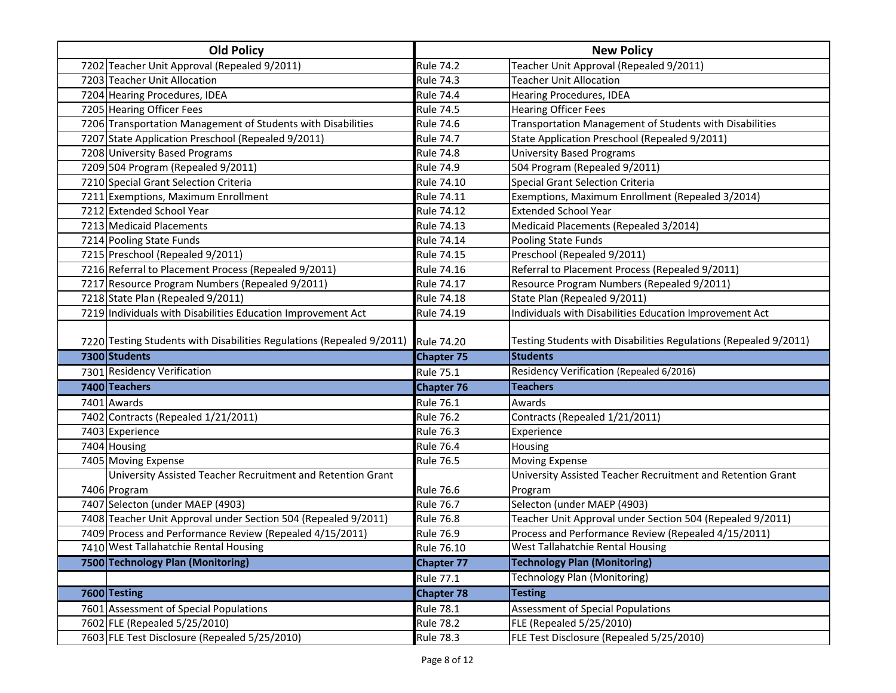| Old Policy | | New Policy | |
|---|---|---|---|
| 7202 | Teacher Unit Approval (Repealed 9/2011) | Rule 74.2 | Teacher Unit Approval (Repealed 9/2011) |
| 7203 | Teacher Unit Allocation | Rule 74.3 | Teacher Unit Allocation |
| 7204 | Hearing Procedures, IDEA | Rule 74.4 | Hearing Procedures, IDEA |
| 7205 | Hearing Officer Fees | Rule 74.5 | Hearing Officer Fees |
| 7206 | Transportation Management of Students with Disabilities | Rule 74.6 | Transportation Management of Students with Disabilities |
| 7207 | State Application Preschool (Repealed 9/2011) | Rule 74.7 | State Application Preschool (Repealed 9/2011) |
| 7208 | University Based Programs | Rule 74.8 | University Based Programs |
| 7209 | 504 Program (Repealed 9/2011) | Rule 74.9 | 504 Program (Repealed 9/2011) |
| 7210 | Special Grant Selection Criteria | Rule 74.10 | Special Grant Selection Criteria |
| 7211 | Exemptions, Maximum Enrollment | Rule 74.11 | Exemptions, Maximum Enrollment (Repealed 3/2014) |
| 7212 | Extended School Year | Rule 74.12 | Extended School Year |
| 7213 | Medicaid Placements | Rule 74.13 | Medicaid Placements (Repealed 3/2014) |
| 7214 | Pooling State Funds | Rule 74.14 | Pooling State Funds |
| 7215 | Preschool (Repealed 9/2011) | Rule 74.15 | Preschool (Repealed 9/2011) |
| 7216 | Referral to Placement Process (Repealed 9/2011) | Rule 74.16 | Referral to Placement Process (Repealed 9/2011) |
| 7217 | Resource Program Numbers (Repealed 9/2011) | Rule 74.17 | Resource Program Numbers (Repealed 9/2011) |
| 7218 | State Plan (Repealed 9/2011) | Rule 74.18 | State Plan (Repealed 9/2011) |
| 7219 | Individuals with Disabilities Education Improvement Act | Rule 74.19 | Individuals with Disabilities Education Improvement Act |
| 7220 | Testing Students with Disabilities Regulations (Repealed 9/2011) | Rule 74.20 | Testing Students with Disabilities Regulations (Repealed 9/2011) |
| **7300** | **Students** | **Chapter 75** | **Students** |
| 7301 | Residency Verification | Rule 75.1 | Residency Verification (Repealed 6/2016) |
| **7400** | **Teachers** | **Chapter 76** | **Teachers** |
| 7401 | Awards | Rule 76.1 | Awards |
| 7402 | Contracts (Repealed 1/21/2011) | Rule 76.2 | Contracts (Repealed 1/21/2011) |
| 7403 | Experience | Rule 76.3 | Experience |
| 7404 | Housing | Rule 76.4 | Housing |
| 7405 | Moving Expense | Rule 76.5 | Moving Expense |
| 7406 | University Assisted Teacher Recruitment and Retention Grant Program | Rule 76.6 | University Assisted Teacher Recruitment and Retention Grant Program |
| 7407 | Selecton (under MAEP (4903) | Rule 76.7 | Selecton (under MAEP (4903) |
| 7408 | Teacher Unit Approval under Section 504 (Repealed 9/2011) | Rule 76.8 | Teacher Unit Approval under Section 504 (Repealed 9/2011) |
| 7409 | Process and Performance Review (Repealed 4/15/2011) | Rule 76.9 | Process and Performance Review (Repealed 4/15/2011) |
| 7410 | West Tallahatchie Rental Housing | Rule 76.10 | West Tallahatchie Rental Housing |
| **7500** | **Technology Plan (Monitoring)** | **Chapter 77** | **Technology Plan (Monitoring)** |
| | | Rule 77.1 | Technology Plan (Monitoring) |
| **7600** | **Testing** | **Chapter 78** | **Testing** |
| 7601 | Assessment of Special Populations | Rule 78.1 | Assessment of Special Populations |
| 7602 | FLE (Repealed 5/25/2010) | Rule 78.2 | FLE (Repealed 5/25/2010) |
| 7603 | FLE Test Disclosure (Repealed 5/25/2010) | Rule 78.3 | FLE Test Disclosure (Repealed 5/25/2010) |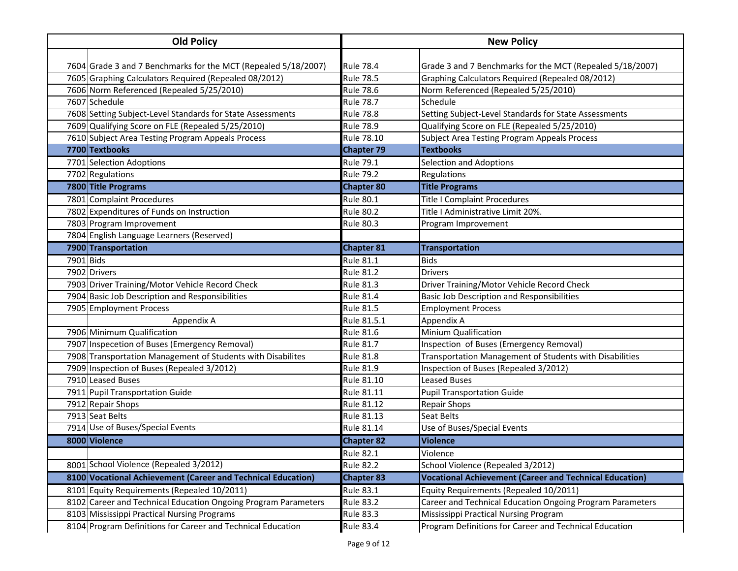| Old Policy | | New Policy | |
|---|---|---|---|
| 7604 | Grade 3 and 7 Benchmarks for the MCT (Repealed 5/18/2007) | Rule 78.4 | Grade 3 and 7 Benchmarks for the MCT (Repealed 5/18/2007) |
| 7605 | Graphing Calculators Required (Repealed 08/2012) | Rule 78.5 | Graphing Calculators Required (Repealed 08/2012) |
| 7606 | Norm Referenced (Repealed 5/25/2010) | Rule 78.6 | Norm Referenced (Repealed 5/25/2010) |
| 7607 | Schedule | Rule 78.7 | Schedule |
| 7608 | Setting Subject-Level Standards for State Assessments | Rule 78.8 | Setting Subject-Level Standards for State Assessments |
| 7609 | Qualifying Score on FLE (Repealed 5/25/2010) | Rule 78.9 | Qualifying Score on FLE (Repealed 5/25/2010) |
| 7610 | Subject Area Testing Program Appeals Process | Rule 78.10 | Subject Area Testing Program Appeals Process |
| **7700** | **Textbooks** | **Chapter 79** | **Textbooks** |
| 7701 | Selection Adoptions | Rule 79.1 | Selection and Adoptions |
| 7702 | Regulations | Rule 79.2 | Regulations |
| **7800** | **Title Programs** | **Chapter 80** | **Title Programs** |
| 7801 | Complaint Procedures | Rule 80.1 | Title I Complaint Procedures |
| 7802 | Expenditures of Funds on Instruction | Rule 80.2 | Title I Administrative Limit 20%. |
| 7803 | Program Improvement | Rule 80.3 | Program Improvement |
| 7804 | English Language Learners (Reserved) | | |
| **7900** | **Transportation** | **Chapter 81** | **Transportation** |
| 7901 | Bids | Rule 81.1 | Bids |
| 7902 | Drivers | Rule 81.2 | Drivers |
| 7903 | Driver Training/Motor Vehicle Record Check | Rule 81.3 | Driver Training/Motor Vehicle Record Check |
| 7904 | Basic Job Description and Responsibilities | Rule 81.4 | Basic Job Description and Responsibilities |
| 7905 | Employment Process | Rule 81.5 | Employment Process |
| | Appendix A | Rule 81.5.1 | Appendix A |
| 7906 | Minimum Qualification | Rule 81.6 | Minium Qualification |
| 7907 | Inspecetion of Buses (Emergency Removal) | Rule 81.7 | Inspection of Buses (Emergency Removal) |
| 7908 | Transportation Management of Students with Disabilites | Rule 81.8 | Transportation Management of Students with Disabilities |
| 7909 | Inspection of Buses (Repealed 3/2012) | Rule 81.9 | Inspection of Buses (Repealed 3/2012) |
| 7910 | Leased Buses | Rule 81.10 | Leased Buses |
| 7911 | Pupil Transportation Guide | Rule 81.11 | Pupil Transportation Guide |
| 7912 | Repair Shops | Rule 81.12 | Repair Shops |
| 7913 | Seat Belts | Rule 81.13 | Seat Belts |
| 7914 | Use of Buses/Special Events | Rule 81.14 | Use of Buses/Special Events |
| **8000** | **Violence** | **Chapter 82** | **Violence** |
| | | Rule 82.1 | Violence |
| 8001 | School Violence (Repealed 3/2012) | Rule 82.2 | School Violence (Repealed 3/2012) |
| **8100** | **Vocational Achievement (Career and Technical Education)** | **Chapter 83** | **Vocational Achievement (Career and Technical Education)** |
| 8101 | Equity Requirements (Repealed 10/2011) | Rule 83.1 | Equity Requirements (Repealed 10/2011) |
| 8102 | Career and Technical Education Ongoing Program Parameters | Rule 83.2 | Career and Technical Education Ongoing Program Parameters |
| 8103 | Mississippi Practical Nursing Programs | Rule 83.3 | Mississippi Practical Nursing Program |
| 8104 | Program Definitions for Career and Technical Education | Rule 83.4 | Program Definitions for Career and Technical Education |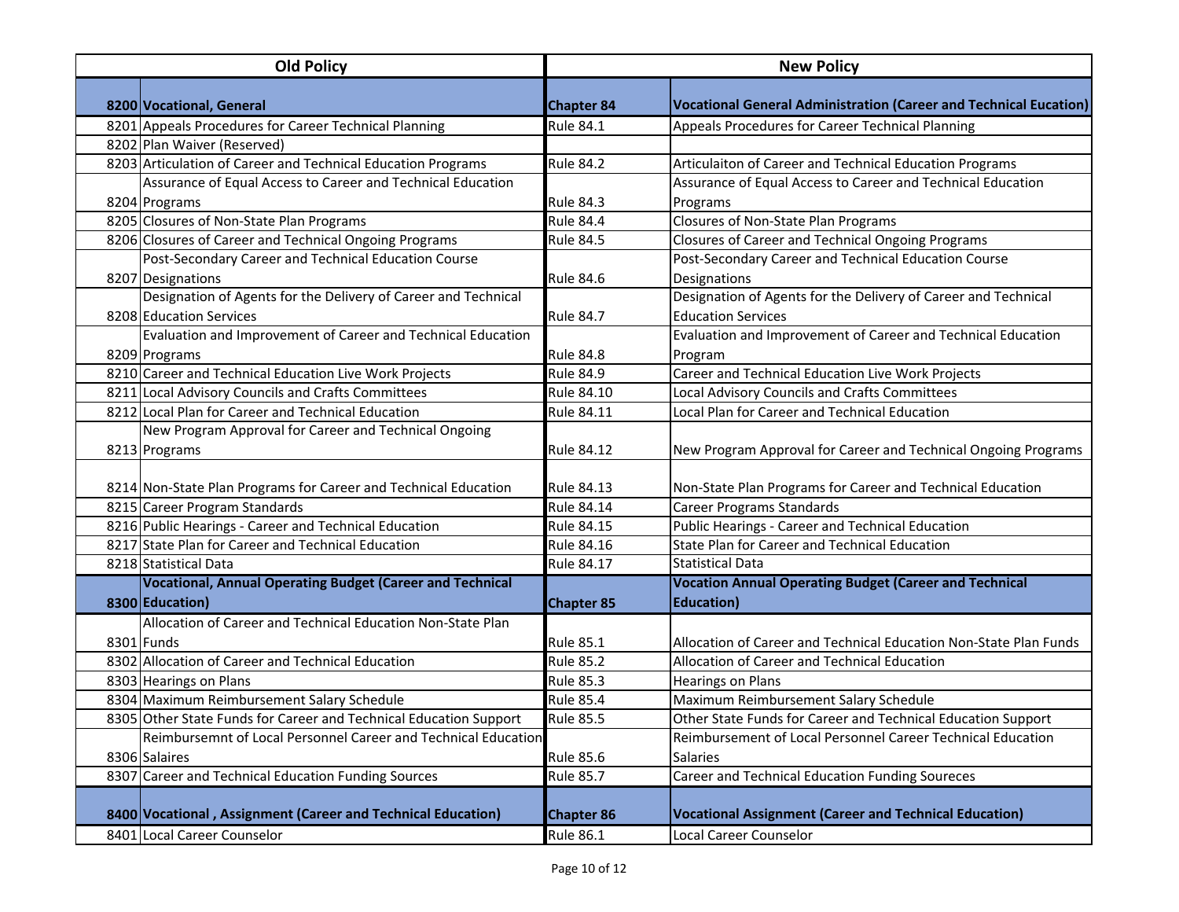| Old Policy | | New Policy | |
|---|---|---|---|
| **8200** | **Vocational, General** | **Chapter 84** | **Vocational General Administration (Career and Technical Eucation)** |
| 8201 | Appeals Procedures for Career Technical Planning | Rule 84.1 | Appeals Procedures for Career Technical Planning |
| 8202 | Plan Waiver (Reserved) | | |
| 8203 | Articulation of Career and Technical Education Programs | Rule 84.2 | Articulaiton of Career and Technical Education Programs |
| 8204 | Assurance of Equal Access to Career and Technical Education Programs | Rule 84.3 | Assurance of Equal Access to Career and Technical Education Programs |
| 8205 | Closures of Non-State Plan Programs | Rule 84.4 | Closures of Non-State Plan Programs |
| 8206 | Closures of Career and Technical Ongoing Programs | Rule 84.5 | Closures of Career and Technical Ongoing Programs |
| 8207 | Post-Secondary Career and Technical Education Course Designations | Rule 84.6 | Post-Secondary Career and Technical Education Course Designations |
| 8208 | Designation of Agents for the Delivery of Career and Technical Education Services | Rule 84.7 | Designation of Agents for the Delivery of Career and Technical Education Services |
| 8209 | Evaluation and Improvement of Career and Technical Education Programs | Rule 84.8 | Evaluation and Improvement of Career and Technical Education Program |
| 8210 | Career and Technical Education Live Work Projects | Rule 84.9 | Career and Technical Education Live Work Projects |
| 8211 | Local Advisory Councils and Crafts Committees | Rule 84.10 | Local Advisory Councils and Crafts Committees |
| 8212 | Local Plan for Career and Technical Education | Rule 84.11 | Local Plan for Career and Technical Education |
| 8213 | New Program Approval for Career and Technical Ongoing Programs | Rule 84.12 | New Program Approval for Career and Technical Ongoing Programs |
| 8214 | Non-State Plan Programs for Career and Technical Education | Rule 84.13 | Non-State Plan Programs for Career and Technical Education |
| 8215 | Career Program Standards | Rule 84.14 | Career Programs Standards |
| 8216 | Public Hearings - Career and Technical Education | Rule 84.15 | Public Hearings - Career and Technical Education |
| 8217 | State Plan for Career and Technical Education | Rule 84.16 | State Plan for Career and Technical Education |
| 8218 | Statistical Data | Rule 84.17 | Statistical Data |
| **8300** | **Vocational, Annual Operating Budget (Career and Technical Education)** | **Chapter 85** | **Vocation Annual Operating Budget (Career and Technical Education)** |
| 8301 | Allocation of Career and Technical Education Non-State Plan Funds | Rule 85.1 | Allocation of Career and Technical Education Non-State Plan Funds |
| 8302 | Allocation of Career and Technical Education | Rule 85.2 | Allocation of Career and Technical Education |
| 8303 | Hearings on Plans | Rule 85.3 | Hearings on Plans |
| 8304 | Maximum Reimbursement Salary Schedule | Rule 85.4 | Maximum Reimbursement Salary Schedule |
| 8305 | Other State Funds for Career and Technical Education Support | Rule 85.5 | Other State Funds for Career and Technical Education Support |
| 8306 | Reimbursemnt of Local Personnel Career and Technical Education Salaires | Rule 85.6 | Reimbursement of Local Personnel Career Technical Education Salaries |
| 8307 | Career and Technical Education Funding Sources | Rule 85.7 | Career and Technical Education Funding Soureces |
| **8400** | **Vocational , Assignment (Career and Technical Education)** | **Chapter 86** | **Vocational Assignment (Career and Technical Education)** |
| 8401 | Local Career Counselor | Rule 86.1 | Local Career Counselor |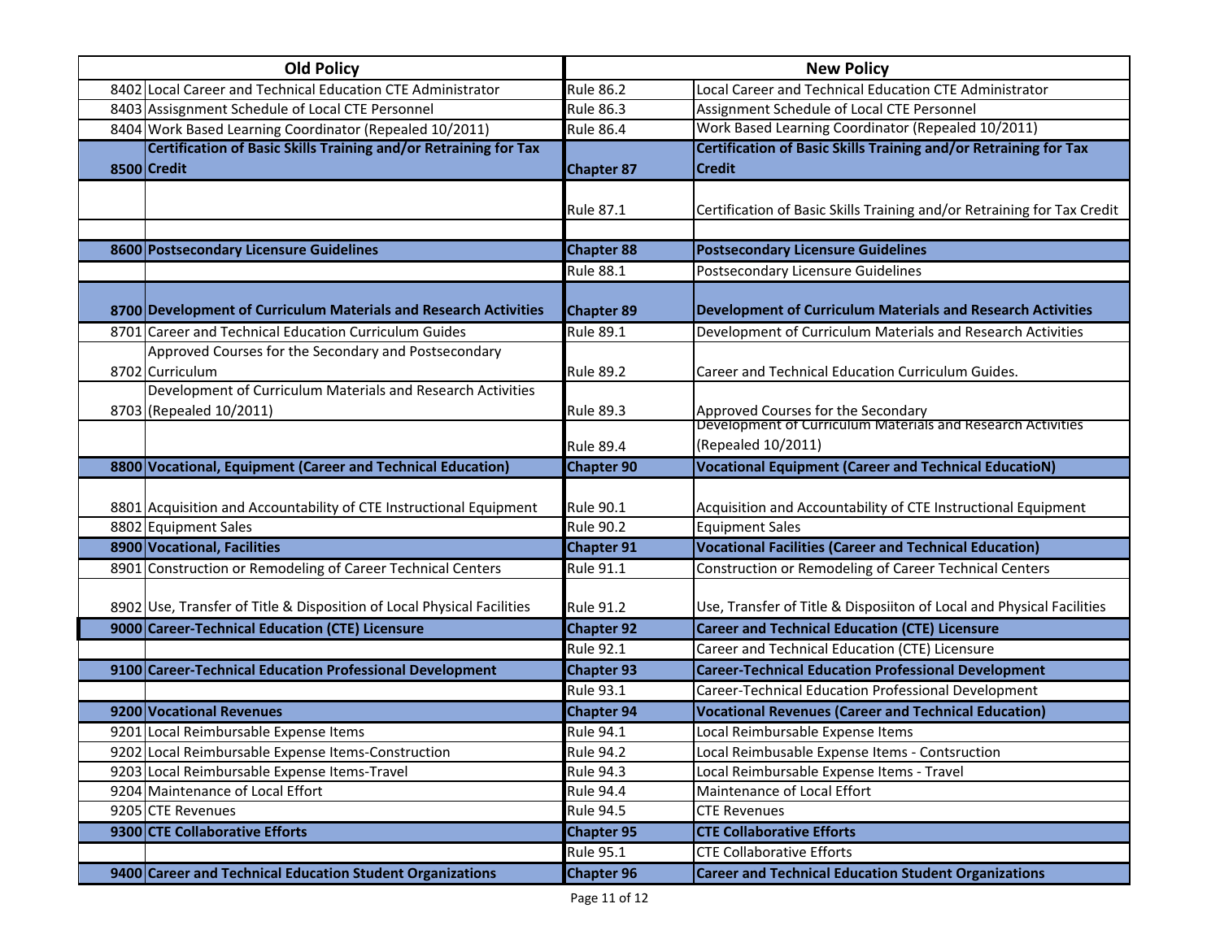| Old Policy | | New Policy | |
|---|---|---|---|
| 8402 | Local Career and Technical Education CTE Administrator | Rule 86.2 | Local Career and Technical Education CTE Administrator |
| 8403 | Assisgnment Schedule of Local CTE Personnel | Rule 86.3 | Assignment Schedule of Local CTE Personnel |
| 8404 | Work Based Learning Coordinator (Repealed 10/2011) | Rule 86.4 | Work Based Learning Coordinator (Repealed 10/2011) |
| **8500** | **Certification of Basic Skills Training and/or Retraining for Tax Credit** | **Chapter 87** | **Certification of Basic Skills Training and/or Retraining for Tax Credit** |
| | | Rule 87.1 | Certification of Basic Skills Training and/or Retraining for Tax Credit |
| | | | |
| **8600** | **Postsecondary Licensure Guidelines** | **Chapter 88** | **Postsecondary Licensure Guidelines** |
| | | Rule 88.1 | Postsecondary Licensure Guidelines |
| **8700** | **Development of Curriculum Materials and Research Activities** | **Chapter 89** | **Development of Curriculum Materials and Research Activities** |
| 8701 | Career and Technical Education Curriculum Guides | Rule 89.1 | Development of Curriculum Materials and Research Activities |
| 8702 | Approved Courses for the Secondary and Postsecondary Curriculum | Rule 89.2 | Career and Technical Education Curriculum Guides. |
| 8703 | Development of Curriculum Materials and Research Activities (Repealed 10/2011) | Rule 89.3 | Approved Courses for the Secondary |
| | | Rule 89.4 | Development of Curriculum Materials and Research Activities (Repealed 10/2011) |
| **8800** | **Vocational, Equipment (Career and Technical Education)** | **Chapter 90** | **Vocational Equipment (Career and Technical EducatioN)** |
| 8801 | Acquisition and Accountability of CTE Instructional Equipment | Rule 90.1 | Acquisition and Accountability of CTE Instructional Equipment |
| 8802 | Equipment Sales | Rule 90.2 | Equipment Sales |
| **8900** | **Vocational, Facilities** | **Chapter 91** | **Vocational Facilities (Career and Technical Education)** |
| 8901 | Construction or Remodeling of Career Technical Centers | Rule 91.1 | Construction or Remodeling of Career Technical Centers |
| 8902 | Use, Transfer of Title & Disposition of Local Physical Facilities | Rule 91.2 | Use, Transfer of Title & Disposiiton of Local and Physical Facilities |
| **9000** | **Career-Technical Education (CTE) Licensure** | **Chapter 92** | **Career and Technical Education (CTE) Licensure** |
| | | Rule 92.1 | Career and Technical Education (CTE) Licensure |
| **9100** | **Career-Technical Education Professional Development** | **Chapter 93** | **Career-Technical Education Professional Development** |
| | | Rule 93.1 | Career-Technical Education Professional Development |
| **9200** | **Vocational Revenues** | **Chapter 94** | **Vocational Revenues (Career and Technical Education)** |
| 9201 | Local Reimbursable Expense Items | Rule 94.1 | Local Reimbursable Expense Items |
| 9202 | Local Reimbursable Expense Items-Construction | Rule 94.2 | Local Reimbusable Expense Items - Contsruction |
| 9203 | Local Reimbursable Expense Items-Travel | Rule 94.3 | Local Reimbursable Expense Items - Travel |
| 9204 | Maintenance of Local Effort | Rule 94.4 | Maintenance of Local Effort |
| 9205 | CTE Revenues | Rule 94.5 | CTE Revenues |
| **9300** | **CTE Collaborative Efforts** | **Chapter 95** | **CTE Collaborative Efforts** |
| | | Rule 95.1 | CTE Collaborative Efforts |
| **9400** | **Career and Technical Education Student Organizations** | **Chapter 96** | **Career and Technical Education Student Organizations** |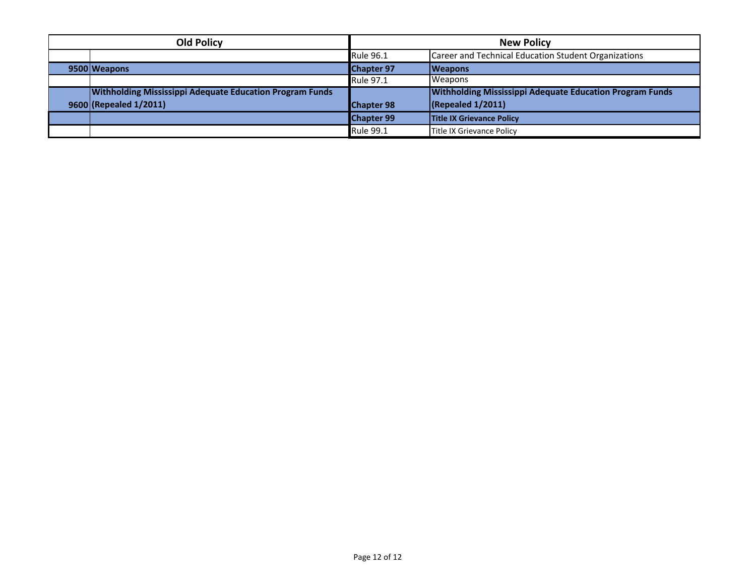| Old Policy | | New Policy | |
|---|---|---|---|
| | | Rule 96.1 | Career and Technical Education Student Organizations |
| **9500** | **Weapons** | **Chapter 97** | **Weapons** |
| | | Rule 97.1 | Weapons |
| **9600** | **Withholding Mississippi Adequate Education Program Funds (Repealed 1/2011)** | **Chapter 98** | **Withholding Mississippi Adequate Education Program Funds (Repealed 1/2011)** |
| | | **Chapter 99** | **Title IX Grievance Policy** |
| | | Rule 99.1 | Title IX Grievance Policy |